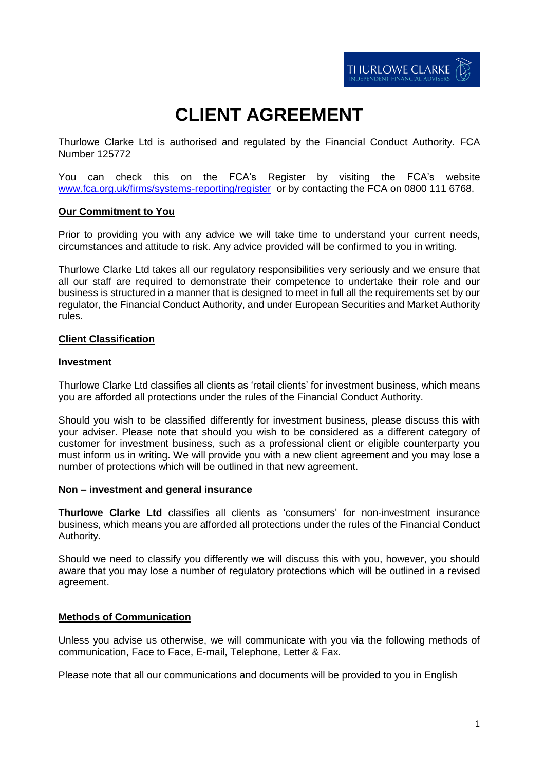# CLIENT AGREEMENT

Thurlowe Clarke Ltd is authorised and regulated by the Financial Conduct Authority. FCA Number 125772

You can check this on the FCA's Register by visiting the FCA's website www.fca.org.uk/firms/systems-reporting/register or by contacting the FCA on 0800 111 6768.

## Our Commitment to You

Prior to providing you with any advice we will take time to understand your current needs, circumstances and attitude to risk. Any advice provided will be confirmed to you in writing.

Thurlowe Clarke Ltd takes all our regulatory responsibilities very seriously and we ensure that all our staff are required to demonstrate their competence to undertake their role and our business is structured in a manner that is designed to meet in full all the requirements set by our regulator, the Financial Conduct Authority, and under European Securities and Market Authority rules.

## Client Classification

### Investment

Thurlowe Clarke Ltd classifies all clients as 'retail clients' for investment business, which means you are afforded all protections under the rules of the Financial Conduct Authority.

Should you wish to be classified differently for investment business, please discuss this with your adviser. Please note that should you wish to be considered as a different category of customer for investment business, such as a professional client or eligible counterparty you must inform us in writing. We will provide you with a new client agreement and you may lose a number of protections which will be outlined in that new agreement.

### Non – investment and general insurance

**Thurlowe Clarke Ltd** classifies all clients as 'consumers' for non-investment insurance business, which means you are afforded all protections under the rules of the Financial Conduct Authority.

Should we need to classify you differently we will discuss this with you, however, you should aware that you may lose a number of regulatory protections which will be outlined in a revised agreement.

## Methods of Communication

Unless you advise us otherwise, we will communicate with you via the following methods of communication, Face to Face, E-mail, Telephone, Letter & Fax.

Please note that all our communications and documents will be provided to you in English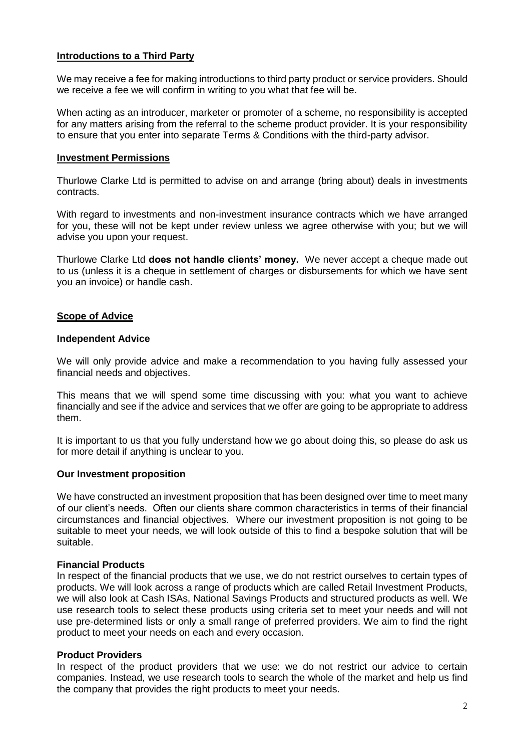## **Introductions to a Third Party**

We may receive a fee for making introductions to third party product or service providers. Should we receive a fee we will confirm in writing to you what that fee will be.

When acting as an introducer, marketer or promoter of a scheme, no responsibility is accepted for any matters arising from the referral to the scheme product provider. It is your responsibility to ensure that you enter into separate Terms & Conditions with the third-party advisor.

## **Investment Permissions**

Thurlowe Clarke Ltd is permitted to advise on and arrange (bring about) deals in investments contracts.

With regard to investments and non-investment insurance contracts which we have arranged for you, these will not be kept under review unless we agree otherwise with you; but we will advise you upon your request.

Thurlowe Clarke Ltd **does not handle clients' money.** We never accept a cheque made out to us (unless it is a cheque in settlement of charges or disbursements for which we have sent you an invoice) or handle cash.

## **Scope of Advice**

### Independent Advice

We will only provide advice and make a recommendation to you having fully assessed your financial needs and objectives.

This means that we will spend some time discussing with you: what you want to achieve financially and see if the advice and services that we offer are going to be appropriate to address them.

It is important to us that you fully understand how we go about doing this, so please do ask us for more detail if anything is unclear to you.

### Our Investment proposition

We have constructed an investment proposition that has been designed over time to meet many of our client's needs. Often our clients share common characteristics in terms of their financial circumstances and financial objectives. Where our investment proposition is not going to be suitable to meet your needs, we will look outside of this to find a bespoke solution that will be suitable.

### Financial Products

In respect of the financial products that we use, we do not restrict ourselves to certain types of products. We will look across a range of products which are called Retail Investment Products, we will also look at Cash ISAs, National Savings Products and structured products as well. We use research tools to select these products using criteria set to meet your needs and will not use pre-determined lists or only a small range of preferred providers. We aim to find the right product to meet your needs on each and every occasion.

### Product Providers

In respect of the product providers that we use: we do not restrict our advice to certain companies. Instead, we use research tools to search the whole of the market and help us find the company that provides the right products to meet your needs.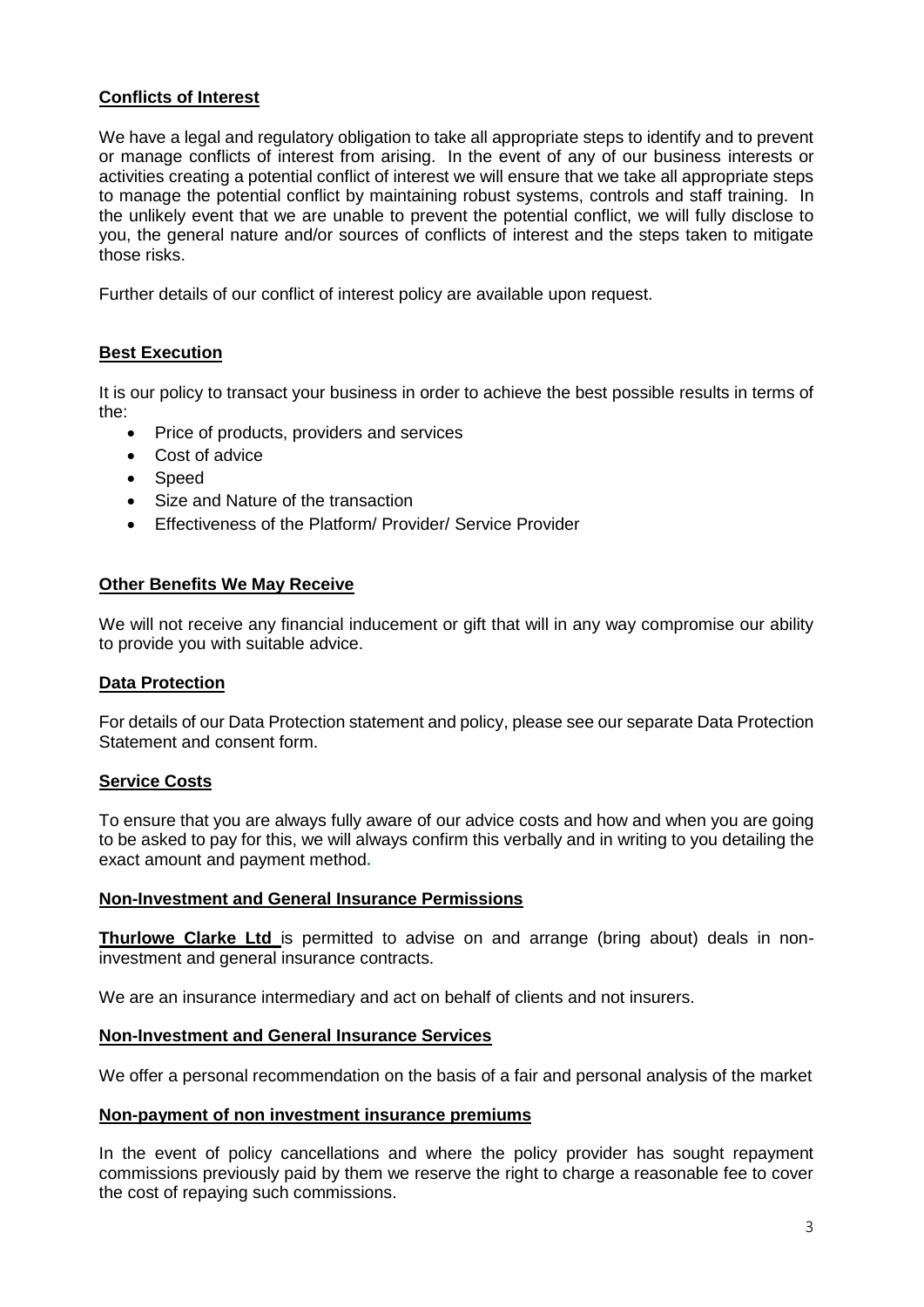## **Conflicts of Interest**

We have a legal and regulatory obligation to take all appropriate steps to identify and to prevent or manage conflicts of interest from arising. In the event of any of our business interests or activities creating a potential conflict of interest we will ensure that we take all appropriate steps to manage the potential conflict by maintaining robust systems, controls and staff training. In the unlikely event that we are unable to prevent the potential conflict, we will fully disclose to you, the general nature and/or sources of conflicts of interest and the steps taken to mitigate those risks.

Further details of our conflict of interest policy are available upon request.

## **Best Execution**

It is our policy to transact your business in order to achieve the best possible results in terms of the:

- Price of products, providers and services
- Cost of advice
- Speed
- Size and Nature of the transaction
- Effectiveness of the Platform/ Provider/ Service Provider

## **Other Benefits We May Receive**

We will not receive any financial inducement or gift that will in any way compromise our ability to provide you with suitable advice.

## **Data Protection**

For details of our Data Protection statement and policy, please see our separate Data Protection Statement and consent form.

## **Service Costs**

To ensure that you are always fully aware of our advice costs and how and when you are going to be asked to pay for this, we will always confirm this verbally and in writing to you detailing the exact amount and payment method.

## **Non-Investment and General Insurance Permissions**

**Thurlowe Clarke Ltd** is permitted to advise on and arrange (bring about) deals in non-investment and general insurance contracts.

We are an insurance intermediary and act on behalf of clients and not insurers.

## **Non-Investment and General Insurance Services**

We offer a personal recommendation on the basis of a fair and personal analysis of the market

## **Non-payment of non investment insurance premiums**

In the event of policy cancellations and where the policy provider has sought repayment commissions previously paid by them we reserve the right to charge a reasonable fee to cover the cost of repaying such commissions.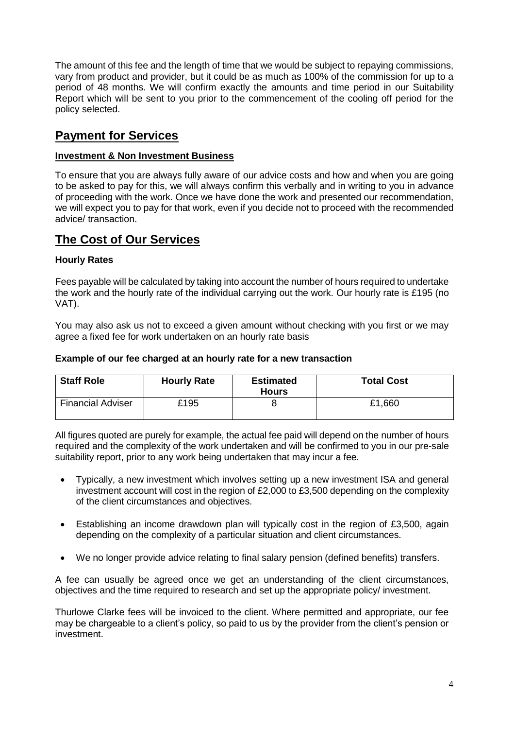The amount of this fee and the length of time that we would be subject to repaying commissions, vary from product and provider, but it could be as much as 100% of the commission for up to a period of 48 months. We will confirm exactly the amounts and time period in our Suitability Report which will be sent to you prior to the commencement of the cooling off period for the policy selected.

## Payment for Services

**Investment & Non Investment Business**

To ensure that you are always fully aware of our advice costs and how and when you are going to be asked to pay for this, we will always confirm this verbally and in writing to you in advance of proceeding with the work. Once we have done the work and presented our recommendation, we will expect you to pay for that work, even if you decide not to proceed with the recommended advice/ transaction.

## The Cost of Our Services

**Hourly Rates**

Fees payable will be calculated by taking into account the number of hours required to undertake the work and the hourly rate of the individual carrying out the work. Our hourly rate is £195 (no VAT).

You may also ask us not to exceed a given amount without checking with you first or we may agree a fixed fee for work undertaken on an hourly rate basis

**Example of our fee charged at an hourly rate for a new transaction**

| Staff Role | Hourly Rate | Estimated Hours | Total Cost |
|---|---|---|---|
| Financial Adviser | £195 | 8 | £1,660 |

All figures quoted are purely for example, the actual fee paid will depend on the number of hours required and the complexity of the work undertaken and will be confirmed to you in our pre-sale suitability report, prior to any work being undertaken that may incur a fee.

- Typically, a new investment which involves setting up a new investment ISA and general investment account will cost in the region of £2,000 to £3,500 depending on the complexity of the client circumstances and objectives.
- Establishing an income drawdown plan will typically cost in the region of £3,500, again depending on the complexity of a particular situation and client circumstances.
- We no longer provide advice relating to final salary pension (defined benefits) transfers.

A fee can usually be agreed once we get an understanding of the client circumstances, objectives and the time required to research and set up the appropriate policy/ investment.

Thurlowe Clarke fees will be invoiced to the client. Where permitted and appropriate, our fee may be chargeable to a client's policy, so paid to us by the provider from the client's pension or investment.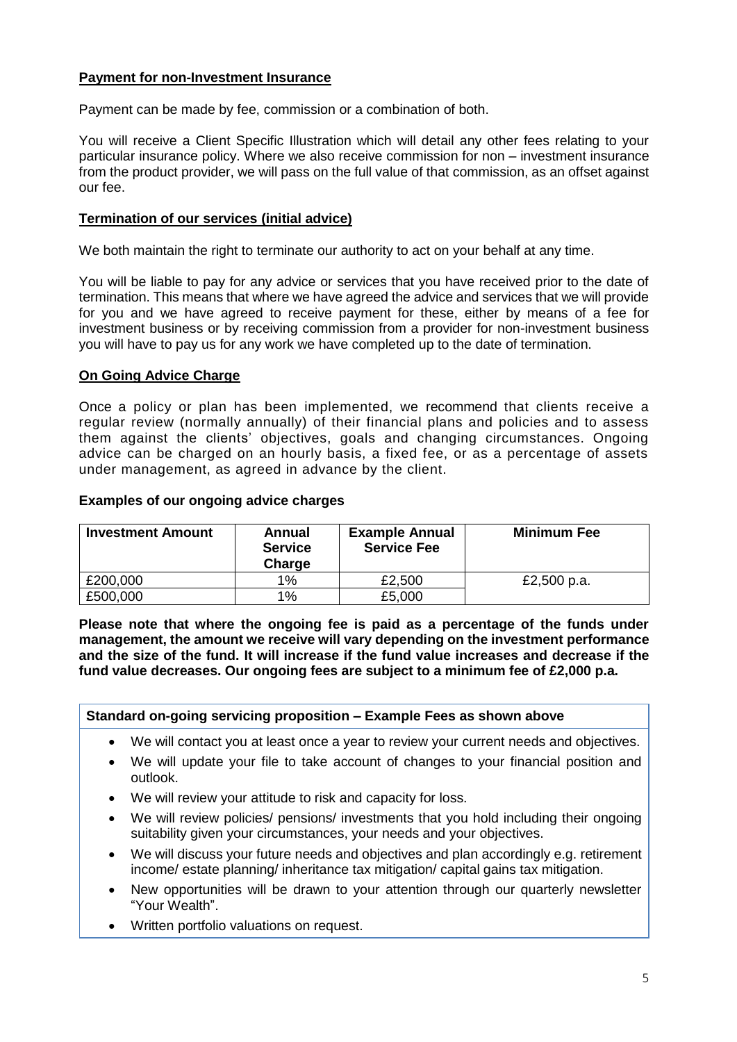## Payment for non-Investment Insurance

Payment can be made by fee, commission or a combination of both.

You will receive a Client Specific Illustration which will detail any other fees relating to your particular insurance policy. Where we also receive commission for non – investment insurance from the product provider, we will pass on the full value of that commission, as an offset against our fee.

## Termination of our services (initial advice)

We both maintain the right to terminate our authority to act on your behalf at any time.

You will be liable to pay for any advice or services that you have received prior to the date of termination. This means that where we have agreed the advice and services that we will provide for you and we have agreed to receive payment for these, either by means of a fee for investment business or by receiving commission from a provider for non-investment business you will have to pay us for any work we have completed up to the date of termination.

## On Going Advice Charge

Once a policy or plan has been implemented, we recommend that clients receive a regular review (normally annually) of their financial plans and policies and to assess them against the clients' objectives, goals and changing circumstances. Ongoing advice can be charged on an hourly basis, a fixed fee, or as a percentage of assets under management, as agreed in advance by the client.

### Examples of our ongoing advice charges

| Investment Amount | Annual Service Charge | Example Annual Service Fee | Minimum Fee |
|---|---|---|---|
| £200,000 | 1% | £2,500 | £2,500 p.a. |
| £500,000 | 1% | £5,000 | |

**Please note that where the ongoing fee is paid as a percentage of the funds under management, the amount we receive will vary depending on the investment performance and the size of the fund. It will increase if the fund value increases and decrease if the fund value decreases. Our ongoing fees are subject to a minimum fee of £2,000 p.a.**

**Standard on-going servicing proposition – Example Fees as shown above**

- We will contact you at least once a year to review your current needs and objectives.
- We will update your file to take account of changes to your financial position and outlook.
- We will review your attitude to risk and capacity for loss.
- We will review policies/ pensions/ investments that you hold including their ongoing suitability given your circumstances, your needs and your objectives.
- We will discuss your future needs and objectives and plan accordingly e.g. retirement income/ estate planning/ inheritance tax mitigation/ capital gains tax mitigation.
- New opportunities will be drawn to your attention through our quarterly newsletter "Your Wealth".
- Written portfolio valuations on request.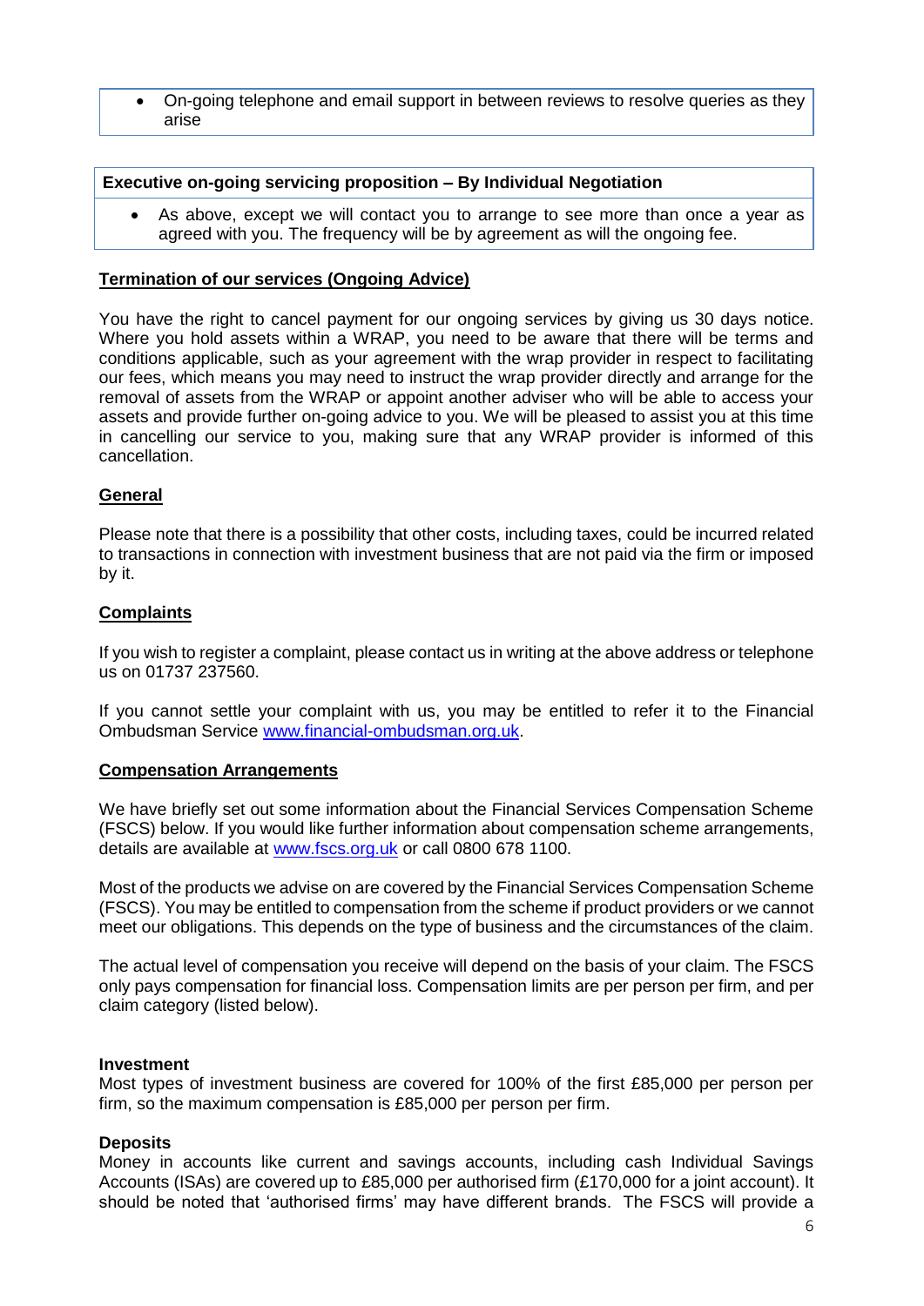- On-going telephone and email support in between reviews to resolve queries as they arise

**Executive on-going servicing proposition – By Individual Negotiation**

- As above, except we will contact you to arrange to see more than once a year as agreed with you. The frequency will be by agreement as will the ongoing fee.

## Termination of our services (Ongoing Advice)

You have the right to cancel payment for our ongoing services by giving us 30 days notice. Where you hold assets within a WRAP, you need to be aware that there will be terms and conditions applicable, such as your agreement with the wrap provider in respect to facilitating our fees, which means you may need to instruct the wrap provider directly and arrange for the removal of assets from the WRAP or appoint another adviser who will be able to access your assets and provide further on-going advice to you. We will be pleased to assist you at this time in cancelling our service to you, making sure that any WRAP provider is informed of this cancellation.

## General

Please note that there is a possibility that other costs, including taxes, could be incurred related to transactions in connection with investment business that are not paid via the firm or imposed by it.

## Complaints

If you wish to register a complaint, please contact us in writing at the above address or telephone us on 01737 237560.

If you cannot settle your complaint with us, you may be entitled to refer it to the Financial Ombudsman Service www.financial-ombudsman.org.uk.

## Compensation Arrangements

We have briefly set out some information about the Financial Services Compensation Scheme (FSCS) below. If you would like further information about compensation scheme arrangements, details are available at www.fscs.org.uk or call 0800 678 1100.

Most of the products we advise on are covered by the Financial Services Compensation Scheme (FSCS). You may be entitled to compensation from the scheme if product providers or we cannot meet our obligations. This depends on the type of business and the circumstances of the claim.

The actual level of compensation you receive will depend on the basis of your claim. The FSCS only pays compensation for financial loss. Compensation limits are per person per firm, and per claim category (listed below).

**Investment**
Most types of investment business are covered for 100% of the first £85,000 per person per firm, so the maximum compensation is £85,000 per person per firm.

**Deposits**
Money in accounts like current and savings accounts, including cash Individual Savings Accounts (ISAs) are covered up to £85,000 per authorised firm (£170,000 for a joint account). It should be noted that 'authorised firms' may have different brands. The FSCS will provide a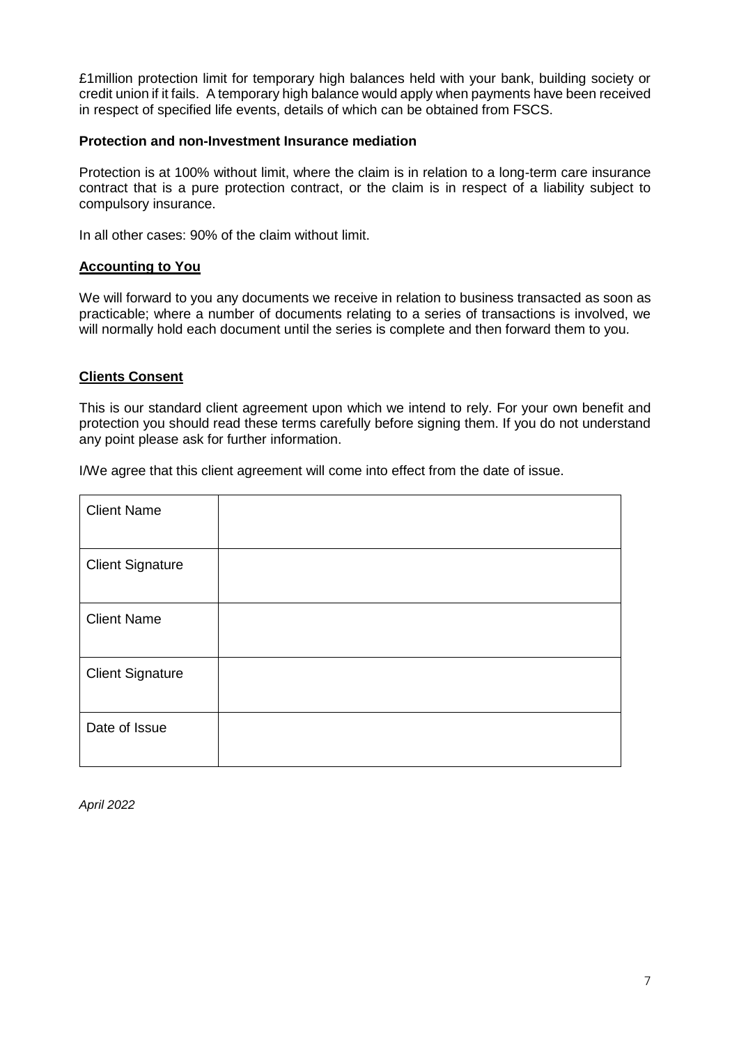£1million protection limit for temporary high balances held with your bank, building society or credit union if it fails. A temporary high balance would apply when payments have been received in respect of specified life events, details of which can be obtained from FSCS.

**Protection and non-Investment Insurance mediation**

Protection is at 100% without limit, where the claim is in relation to a long-term care insurance contract that is a pure protection contract, or the claim is in respect of a liability subject to compulsory insurance.

In all other cases: 90% of the claim without limit.

## Accounting to You

We will forward to you any documents we receive in relation to business transacted as soon as practicable; where a number of documents relating to a series of transactions is involved, we will normally hold each document until the series is complete and then forward them to you.

## Clients Consent

This is our standard client agreement upon which we intend to rely. For your own benefit and protection you should read these terms carefully before signing them. If you do not understand any point please ask for further information.

I/We agree that this client agreement will come into effect from the date of issue.

| | |
|---|---|
| Client Name | |
| Client Signature | |
| Client Name | |
| Client Signature | |
| Date of Issue | |

*April 2022*